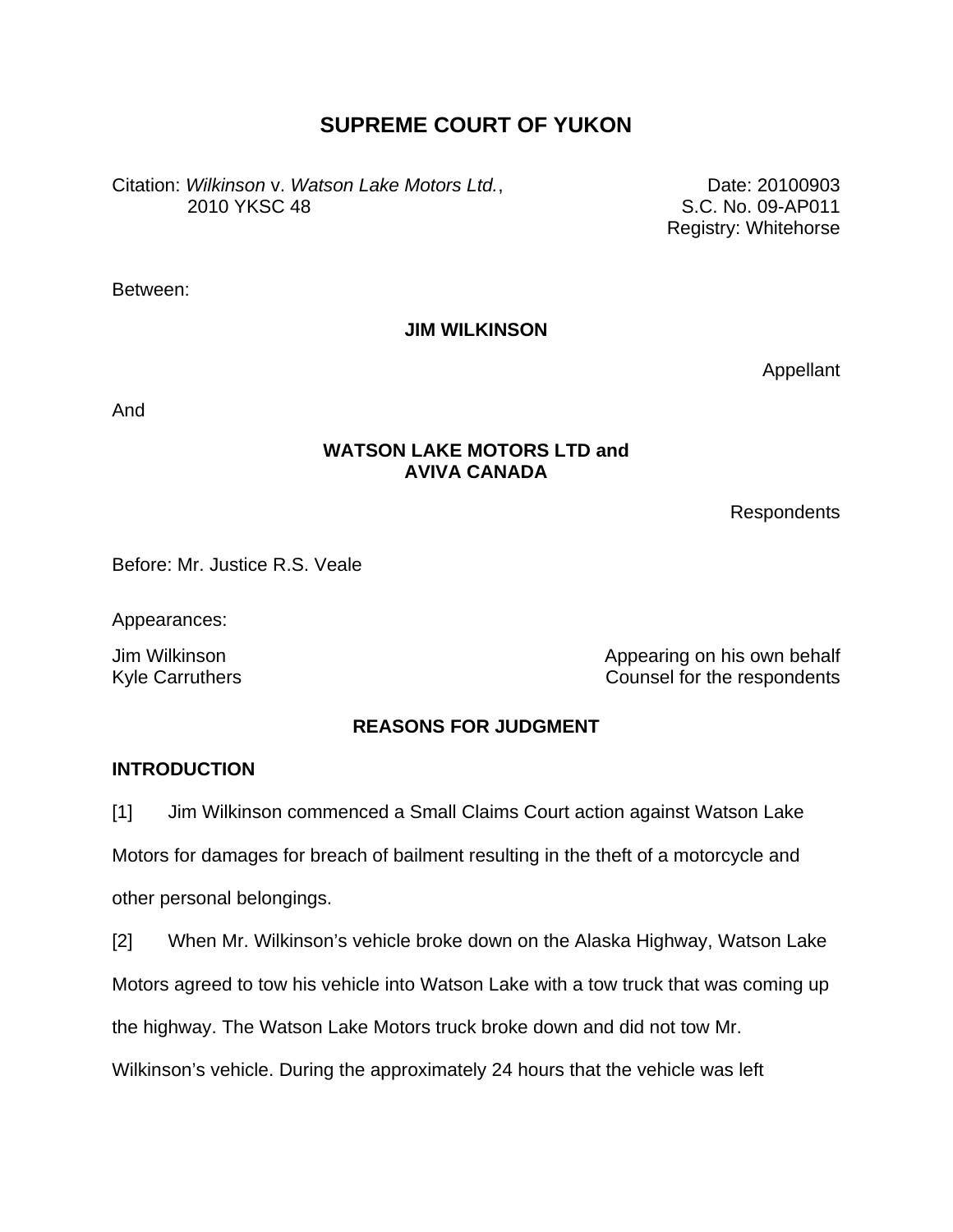# SUPREME COURT OF YUKON

Citation: *Wilkinson* v. *Watson Lake Motors Ltd.*, 2010 YKSC 48

Date: 20100903
S.C. No. 09-AP011
Registry: Whitehorse

Between:

**JIM WILKINSON**

Appellant

And

**WATSON LAKE MOTORS LTD and AVIVA CANADA**

Respondents

Before: Mr. Justice R.S. Veale

Appearances:

Jim Wilkinson — Appearing on his own behalf
Kyle Carruthers — Counsel for the respondents

## REASONS FOR JUDGMENT

### INTRODUCTION

[1] Jim Wilkinson commenced a Small Claims Court action against Watson Lake Motors for damages for breach of bailment resulting in the theft of a motorcycle and other personal belongings.

[2] When Mr. Wilkinson's vehicle broke down on the Alaska Highway, Watson Lake Motors agreed to tow his vehicle into Watson Lake with a tow truck that was coming up the highway. The Watson Lake Motors truck broke down and did not tow Mr. Wilkinson's vehicle. During the approximately 24 hours that the vehicle was left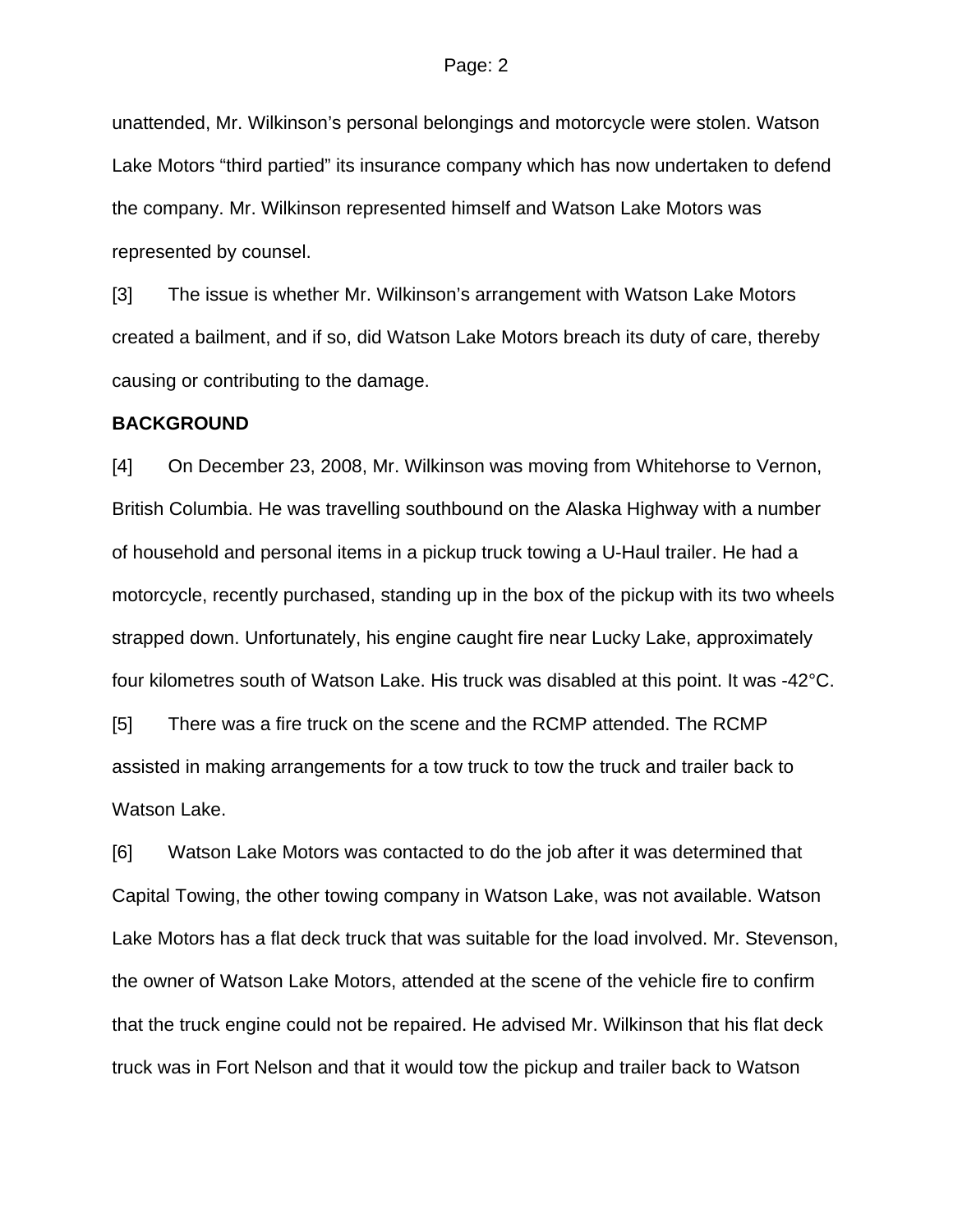unattended, Mr. Wilkinson's personal belongings and motorcycle were stolen. Watson Lake Motors "third partied" its insurance company which has now undertaken to defend the company. Mr. Wilkinson represented himself and Watson Lake Motors was represented by counsel.

[3] The issue is whether Mr. Wilkinson's arrangement with Watson Lake Motors created a bailment, and if so, did Watson Lake Motors breach its duty of care, thereby causing or contributing to the damage.

**BACKGROUND**

[4] On December 23, 2008, Mr. Wilkinson was moving from Whitehorse to Vernon, British Columbia. He was travelling southbound on the Alaska Highway with a number of household and personal items in a pickup truck towing a U-Haul trailer. He had a motorcycle, recently purchased, standing up in the box of the pickup with its two wheels strapped down. Unfortunately, his engine caught fire near Lucky Lake, approximately four kilometres south of Watson Lake. His truck was disabled at this point. It was -42°C.

[5] There was a fire truck on the scene and the RCMP attended. The RCMP assisted in making arrangements for a tow truck to tow the truck and trailer back to Watson Lake.

[6] Watson Lake Motors was contacted to do the job after it was determined that Capital Towing, the other towing company in Watson Lake, was not available. Watson Lake Motors has a flat deck truck that was suitable for the load involved. Mr. Stevenson, the owner of Watson Lake Motors, attended at the scene of the vehicle fire to confirm that the truck engine could not be repaired. He advised Mr. Wilkinson that his flat deck truck was in Fort Nelson and that it would tow the pickup and trailer back to Watson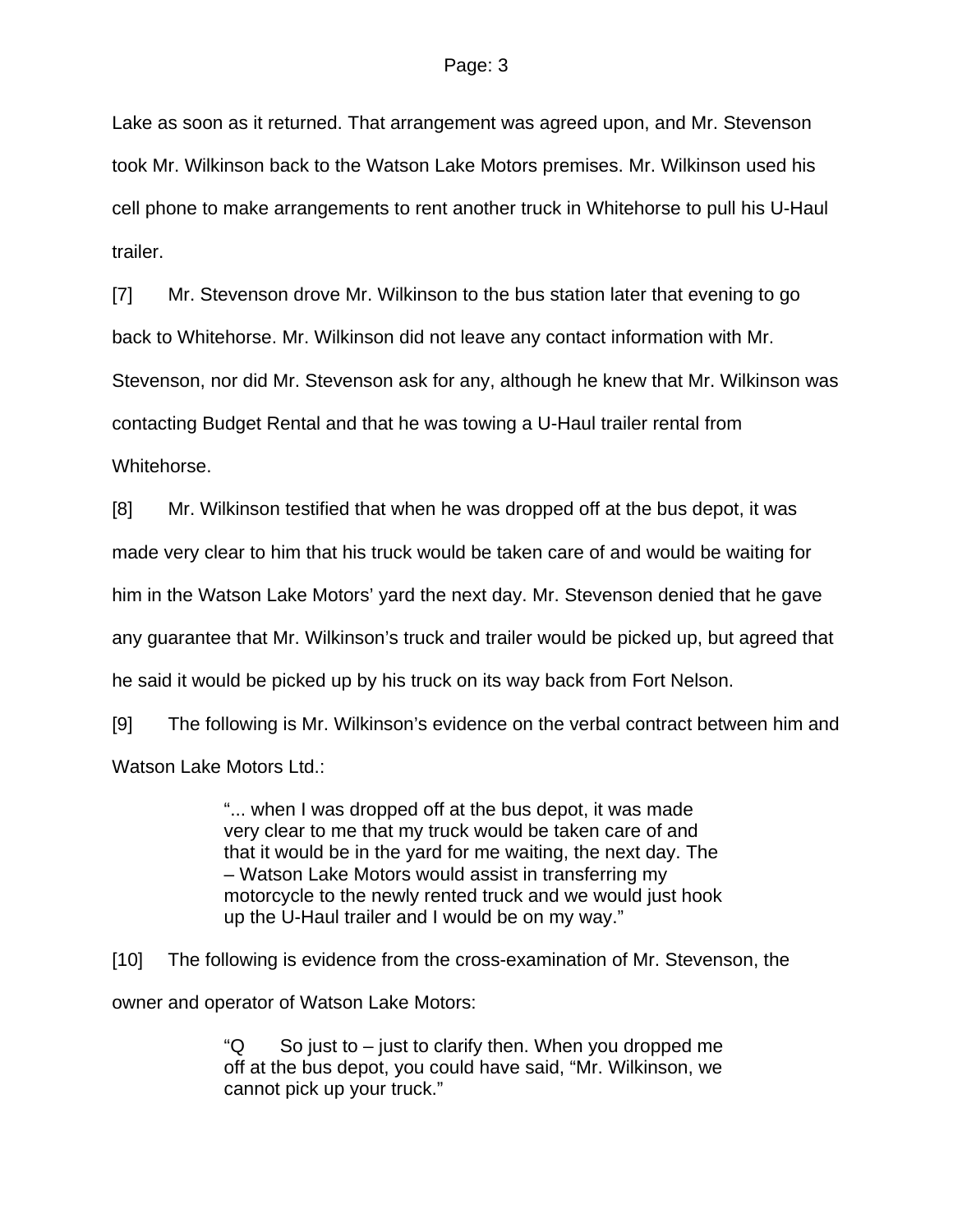Lake as soon as it returned. That arrangement was agreed upon, and Mr. Stevenson took Mr. Wilkinson back to the Watson Lake Motors premises. Mr. Wilkinson used his cell phone to make arrangements to rent another truck in Whitehorse to pull his U-Haul trailer.

[7] Mr. Stevenson drove Mr. Wilkinson to the bus station later that evening to go back to Whitehorse. Mr. Wilkinson did not leave any contact information with Mr. Stevenson, nor did Mr. Stevenson ask for any, although he knew that Mr. Wilkinson was contacting Budget Rental and that he was towing a U-Haul trailer rental from Whitehorse.

[8] Mr. Wilkinson testified that when he was dropped off at the bus depot, it was made very clear to him that his truck would be taken care of and would be waiting for him in the Watson Lake Motors' yard the next day. Mr. Stevenson denied that he gave any guarantee that Mr. Wilkinson's truck and trailer would be picked up, but agreed that he said it would be picked up by his truck on its way back from Fort Nelson.

[9] The following is Mr. Wilkinson's evidence on the verbal contract between him and Watson Lake Motors Ltd.:

> "... when I was dropped off at the bus depot, it was made very clear to me that my truck would be taken care of and that it would be in the yard for me waiting, the next day. The – Watson Lake Motors would assist in transferring my motorcycle to the newly rented truck and we would just hook up the U-Haul trailer and I would be on my way."

[10] The following is evidence from the cross-examination of Mr. Stevenson, the owner and operator of Watson Lake Motors:

> "Q So just to – just to clarify then. When you dropped me off at the bus depot, you could have said, "Mr. Wilkinson, we cannot pick up your truck."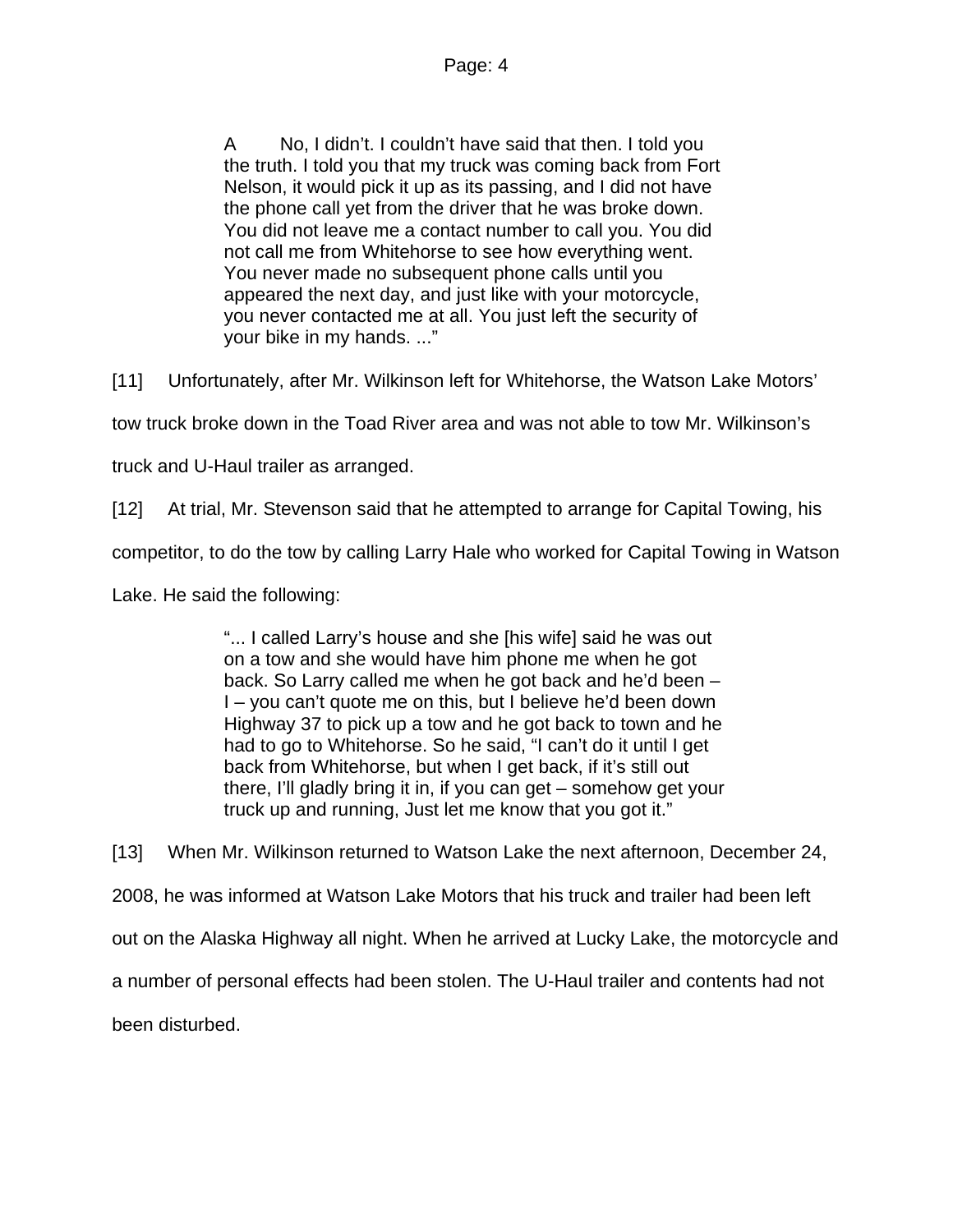> A No, I didn't. I couldn't have said that then. I told you the truth. I told you that my truck was coming back from Fort Nelson, it would pick it up as its passing, and I did not have the phone call yet from the driver that he was broke down. You did not leave me a contact number to call you. You did not call me from Whitehorse to see how everything went. You never made no subsequent phone calls until you appeared the next day, and just like with your motorcycle, you never contacted me at all. You just left the security of your bike in my hands. ..."

[11] Unfortunately, after Mr. Wilkinson left for Whitehorse, the Watson Lake Motors' tow truck broke down in the Toad River area and was not able to tow Mr. Wilkinson's truck and U-Haul trailer as arranged.

[12] At trial, Mr. Stevenson said that he attempted to arrange for Capital Towing, his competitor, to do the tow by calling Larry Hale who worked for Capital Towing in Watson Lake. He said the following:

> "... I called Larry's house and she [his wife] said he was out on a tow and she would have him phone me when he got back. So Larry called me when he got back and he'd been – I – you can't quote me on this, but I believe he'd been down Highway 37 to pick up a tow and he got back to town and he had to go to Whitehorse. So he said, "I can't do it until I get back from Whitehorse, but when I get back, if it's still out there, I'll gladly bring it in, if you can get – somehow get your truck up and running, Just let me know that you got it."

[13] When Mr. Wilkinson returned to Watson Lake the next afternoon, December 24, 2008, he was informed at Watson Lake Motors that his truck and trailer had been left out on the Alaska Highway all night. When he arrived at Lucky Lake, the motorcycle and a number of personal effects had been stolen. The U-Haul trailer and contents had not been disturbed.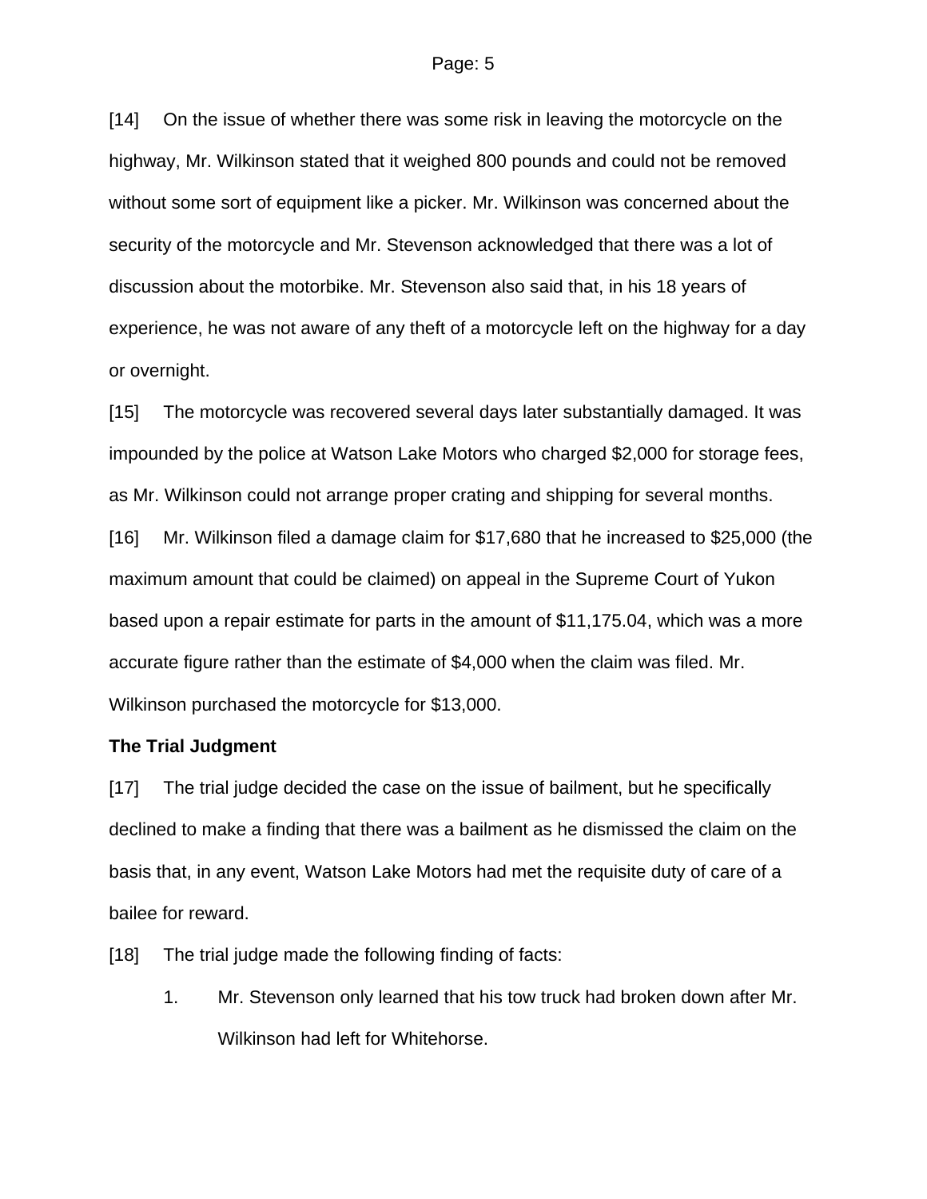[14] On the issue of whether there was some risk in leaving the motorcycle on the highway, Mr. Wilkinson stated that it weighed 800 pounds and could not be removed without some sort of equipment like a picker. Mr. Wilkinson was concerned about the security of the motorcycle and Mr. Stevenson acknowledged that there was a lot of discussion about the motorbike. Mr. Stevenson also said that, in his 18 years of experience, he was not aware of any theft of a motorcycle left on the highway for a day or overnight.

[15] The motorcycle was recovered several days later substantially damaged. It was impounded by the police at Watson Lake Motors who charged $2,000 for storage fees, as Mr. Wilkinson could not arrange proper crating and shipping for several months.

[16] Mr. Wilkinson filed a damage claim for $17,680 that he increased to $25,000 (the maximum amount that could be claimed) on appeal in the Supreme Court of Yukon based upon a repair estimate for parts in the amount of $11,175.04, which was a more accurate figure rather than the estimate of $4,000 when the claim was filed. Mr. Wilkinson purchased the motorcycle for $13,000.

**The Trial Judgment**

[17] The trial judge decided the case on the issue of bailment, but he specifically declined to make a finding that there was a bailment as he dismissed the claim on the basis that, in any event, Watson Lake Motors had met the requisite duty of care of a bailee for reward.

[18] The trial judge made the following finding of facts:

1. Mr. Stevenson only learned that his tow truck had broken down after Mr. Wilkinson had left for Whitehorse.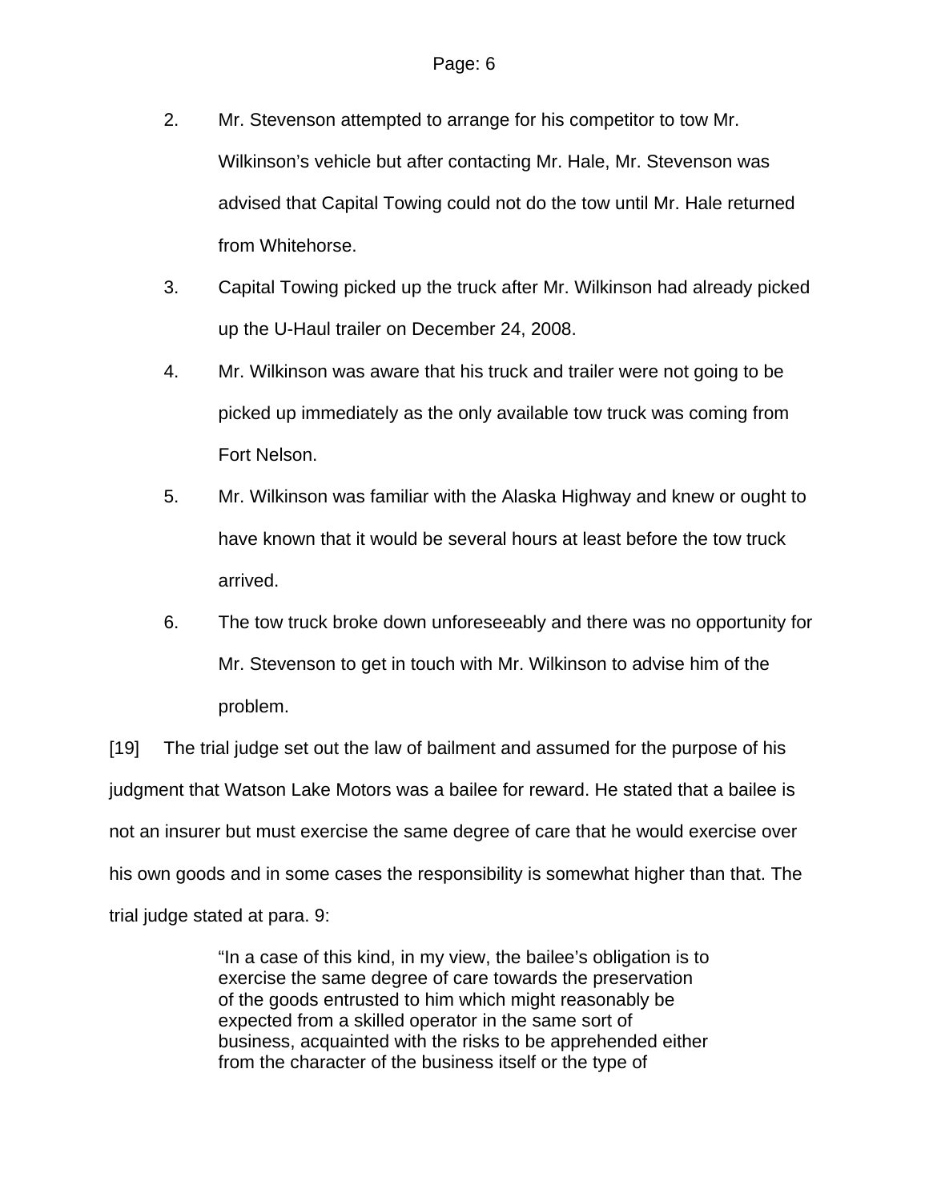2. Mr. Stevenson attempted to arrange for his competitor to tow Mr. Wilkinson's vehicle but after contacting Mr. Hale, Mr. Stevenson was advised that Capital Towing could not do the tow until Mr. Hale returned from Whitehorse.
3. Capital Towing picked up the truck after Mr. Wilkinson had already picked up the U-Haul trailer on December 24, 2008.
4. Mr. Wilkinson was aware that his truck and trailer were not going to be picked up immediately as the only available tow truck was coming from Fort Nelson.
5. Mr. Wilkinson was familiar with the Alaska Highway and knew or ought to have known that it would be several hours at least before the tow truck arrived.
6. The tow truck broke down unforeseeably and there was no opportunity for Mr. Stevenson to get in touch with Mr. Wilkinson to advise him of the problem.

[19] The trial judge set out the law of bailment and assumed for the purpose of his judgment that Watson Lake Motors was a bailee for reward. He stated that a bailee is not an insurer but must exercise the same degree of care that he would exercise over his own goods and in some cases the responsibility is somewhat higher than that. The trial judge stated at para. 9:

> "In a case of this kind, in my view, the bailee's obligation is to exercise the same degree of care towards the preservation of the goods entrusted to him which might reasonably be expected from a skilled operator in the same sort of business, acquainted with the risks to be apprehended either from the character of the business itself or the type of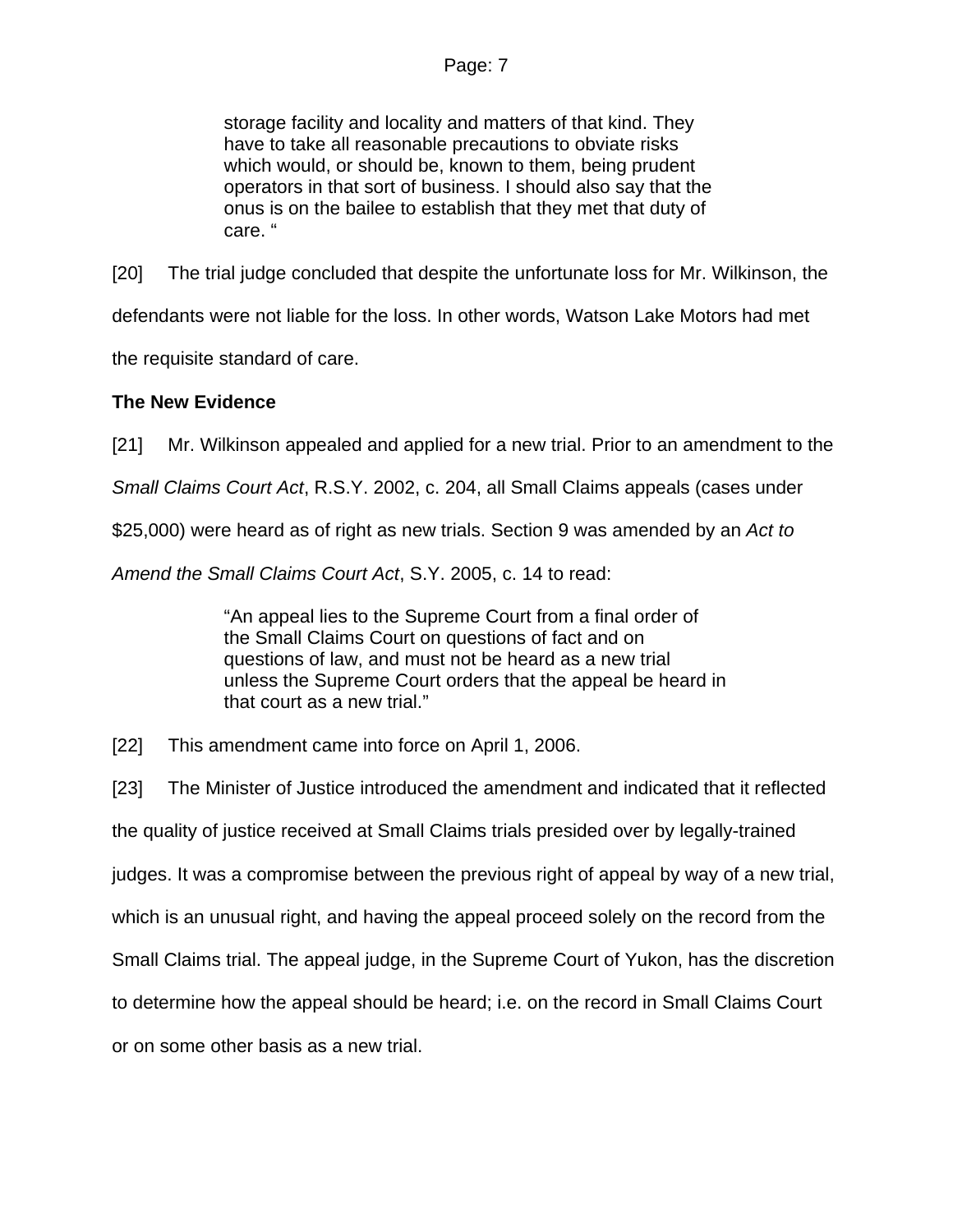> storage facility and locality and matters of that kind. They have to take all reasonable precautions to obviate risks which would, or should be, known to them, being prudent operators in that sort of business. I should also say that the onus is on the bailee to establish that they met that duty of care. "

[20] The trial judge concluded that despite the unfortunate loss for Mr. Wilkinson, the defendants were not liable for the loss. In other words, Watson Lake Motors had met the requisite standard of care.

**The New Evidence**

[21] Mr. Wilkinson appealed and applied for a new trial. Prior to an amendment to the *Small Claims Court Act*, R.S.Y. 2002, c. 204, all Small Claims appeals (cases under $25,000) were heard as of right as new trials. Section 9 was amended by an *Act to Amend the Small Claims Court Act*, S.Y. 2005, c. 14 to read:

> "An appeal lies to the Supreme Court from a final order of the Small Claims Court on questions of fact and on questions of law, and must not be heard as a new trial unless the Supreme Court orders that the appeal be heard in that court as a new trial."

[22] This amendment came into force on April 1, 2006.

[23] The Minister of Justice introduced the amendment and indicated that it reflected the quality of justice received at Small Claims trials presided over by legally-trained judges. It was a compromise between the previous right of appeal by way of a new trial, which is an unusual right, and having the appeal proceed solely on the record from the Small Claims trial. The appeal judge, in the Supreme Court of Yukon, has the discretion to determine how the appeal should be heard; i.e. on the record in Small Claims Court or on some other basis as a new trial.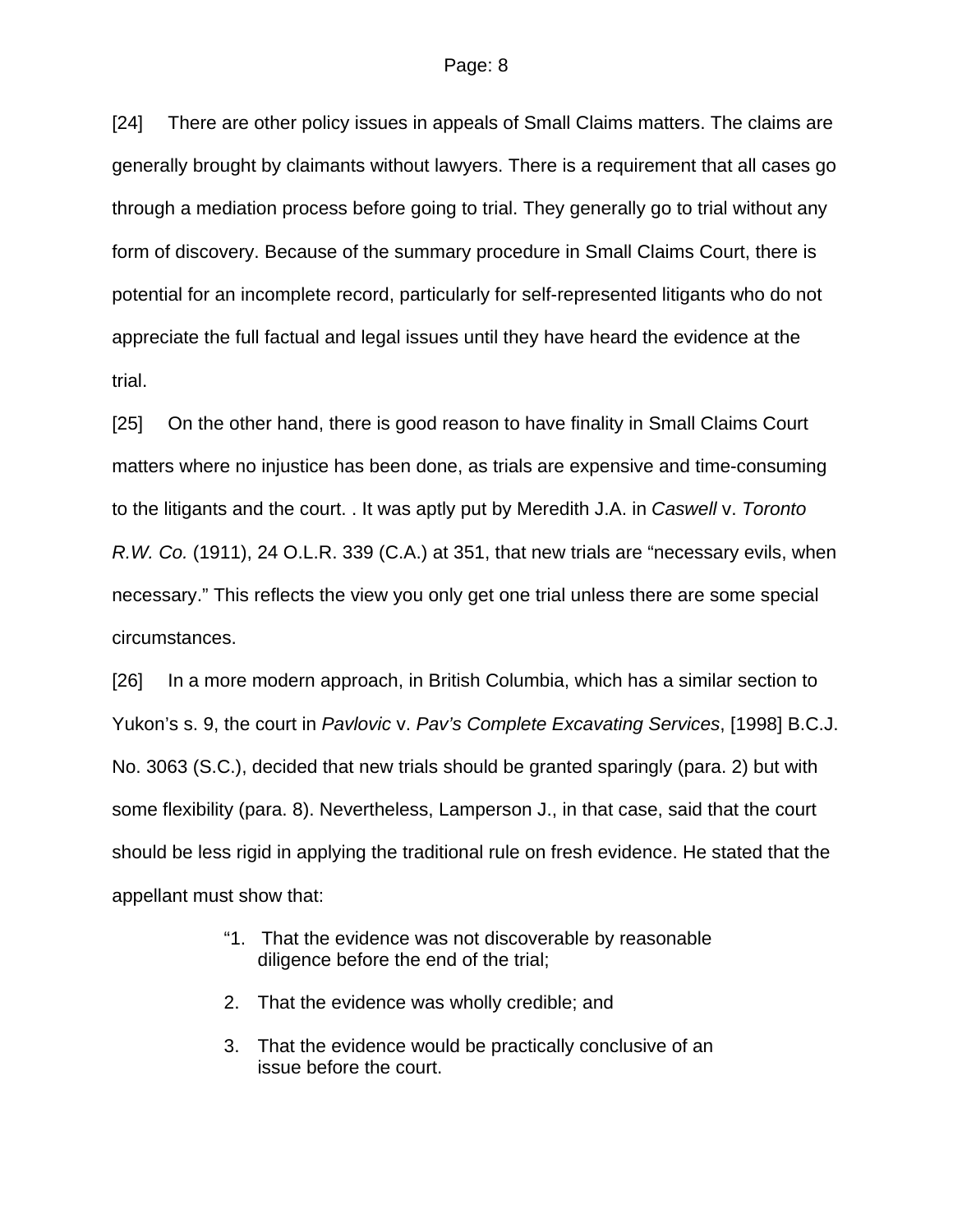[24] There are other policy issues in appeals of Small Claims matters. The claims are generally brought by claimants without lawyers. There is a requirement that all cases go through a mediation process before going to trial. They generally go to trial without any form of discovery. Because of the summary procedure in Small Claims Court, there is potential for an incomplete record, particularly for self-represented litigants who do not appreciate the full factual and legal issues until they have heard the evidence at the trial.

[25] On the other hand, there is good reason to have finality in Small Claims Court matters where no injustice has been done, as trials are expensive and time-consuming to the litigants and the court. . It was aptly put by Meredith J.A. in *Caswell* v. *Toronto R.W. Co.* (1911), 24 O.L.R. 339 (C.A.) at 351, that new trials are "necessary evils, when necessary." This reflects the view you only get one trial unless there are some special circumstances.

[26] In a more modern approach, in British Columbia, which has a similar section to Yukon's s. 9, the court in *Pavlovic* v. *Pav's Complete Excavating Services*, [1998] B.C.J. No. 3063 (S.C.), decided that new trials should be granted sparingly (para. 2) but with some flexibility (para. 8). Nevertheless, Lamperson J., in that case, said that the court should be less rigid in applying the traditional rule on fresh evidence. He stated that the appellant must show that:

> "1. That the evidence was not discoverable by reasonable diligence before the end of the trial;
>
> 2. That the evidence was wholly credible; and
>
> 3. That the evidence would be practically conclusive of an issue before the court.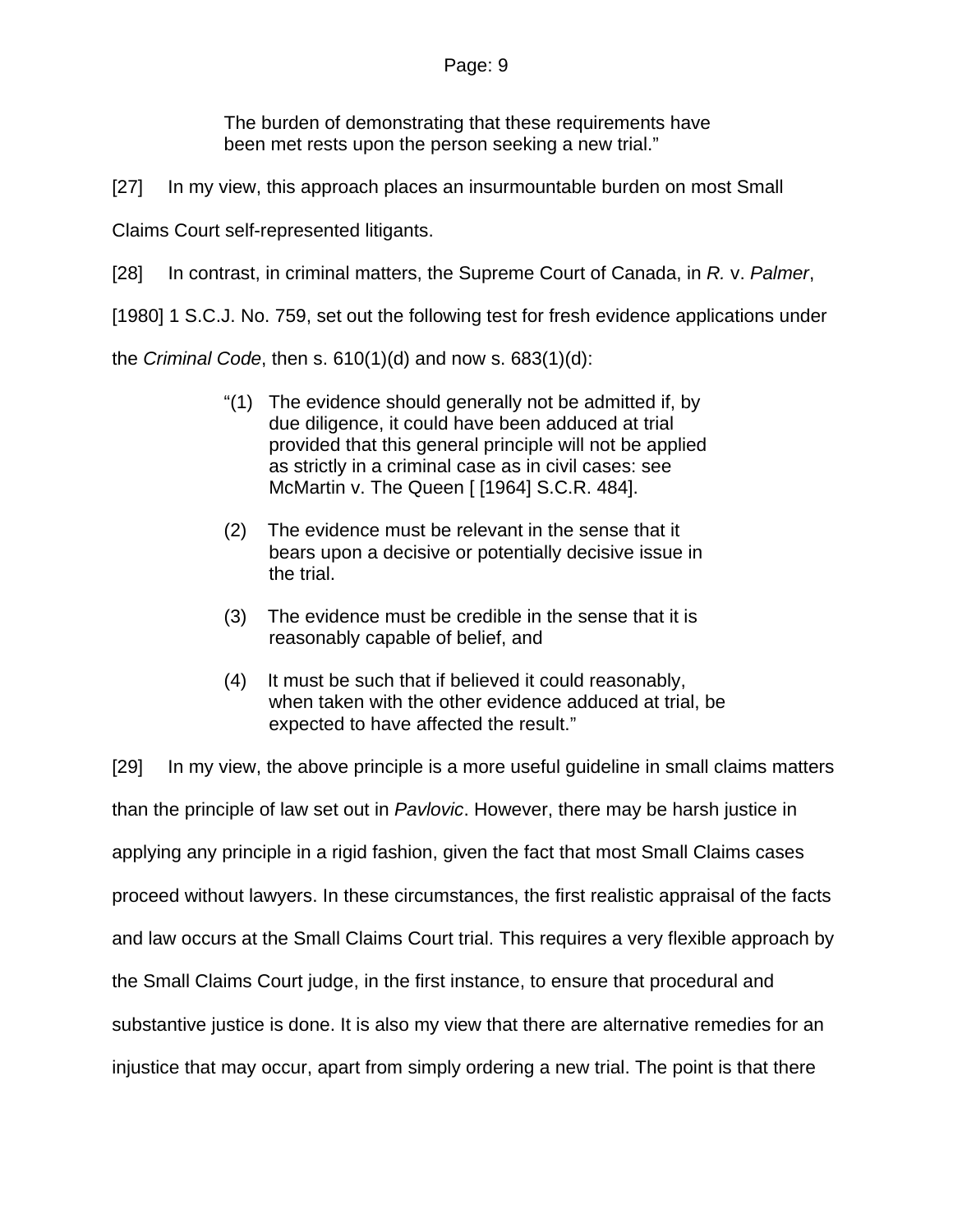> The burden of demonstrating that these requirements have been met rests upon the person seeking a new trial."

[27] In my view, this approach places an insurmountable burden on most Small Claims Court self-represented litigants.

[28] In contrast, in criminal matters, the Supreme Court of Canada, in *R.* v. *Palmer*, [1980] 1 S.C.J. No. 759, set out the following test for fresh evidence applications under the *Criminal Code*, then s. 610(1)(d) and now s. 683(1)(d):

> "(1) The evidence should generally not be admitted if, by due diligence, it could have been adduced at trial provided that this general principle will not be applied as strictly in a criminal case as in civil cases: see McMartin v. The Queen [ [1964] S.C.R. 484].
>
> (2) The evidence must be relevant in the sense that it bears upon a decisive or potentially decisive issue in the trial.
>
> (3) The evidence must be credible in the sense that it is reasonably capable of belief, and
>
> (4) It must be such that if believed it could reasonably, when taken with the other evidence adduced at trial, be expected to have affected the result."

[29] In my view, the above principle is a more useful guideline in small claims matters than the principle of law set out in *Pavlovic*. However, there may be harsh justice in applying any principle in a rigid fashion, given the fact that most Small Claims cases proceed without lawyers. In these circumstances, the first realistic appraisal of the facts and law occurs at the Small Claims Court trial. This requires a very flexible approach by the Small Claims Court judge, in the first instance, to ensure that procedural and substantive justice is done. It is also my view that there are alternative remedies for an injustice that may occur, apart from simply ordering a new trial. The point is that there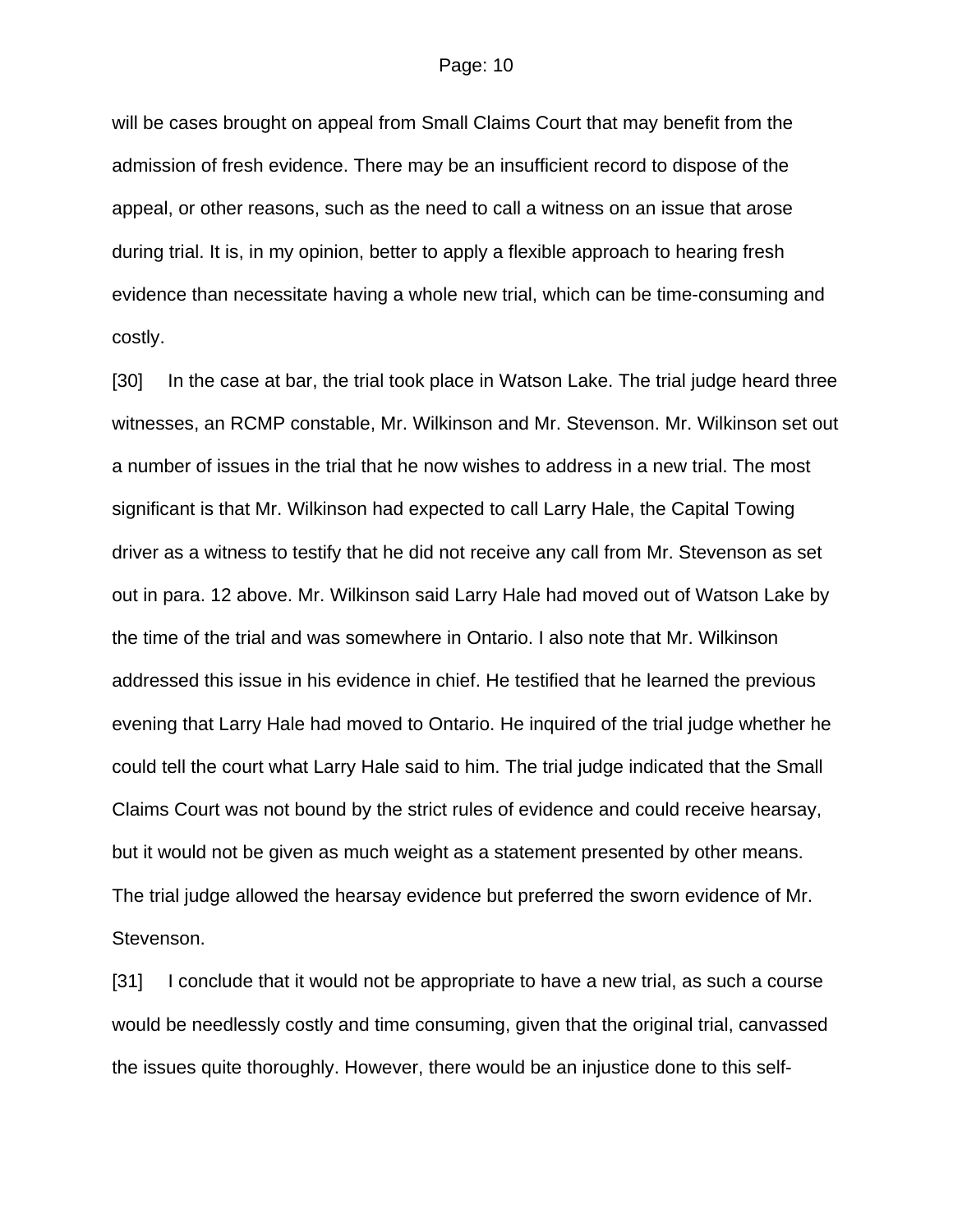will be cases brought on appeal from Small Claims Court that may benefit from the admission of fresh evidence. There may be an insufficient record to dispose of the appeal, or other reasons, such as the need to call a witness on an issue that arose during trial. It is, in my opinion, better to apply a flexible approach to hearing fresh evidence than necessitate having a whole new trial, which can be time-consuming and costly.

[30] In the case at bar, the trial took place in Watson Lake. The trial judge heard three witnesses, an RCMP constable, Mr. Wilkinson and Mr. Stevenson. Mr. Wilkinson set out a number of issues in the trial that he now wishes to address in a new trial. The most significant is that Mr. Wilkinson had expected to call Larry Hale, the Capital Towing driver as a witness to testify that he did not receive any call from Mr. Stevenson as set out in para. 12 above. Mr. Wilkinson said Larry Hale had moved out of Watson Lake by the time of the trial and was somewhere in Ontario. I also note that Mr. Wilkinson addressed this issue in his evidence in chief. He testified that he learned the previous evening that Larry Hale had moved to Ontario. He inquired of the trial judge whether he could tell the court what Larry Hale said to him. The trial judge indicated that the Small Claims Court was not bound by the strict rules of evidence and could receive hearsay, but it would not be given as much weight as a statement presented by other means. The trial judge allowed the hearsay evidence but preferred the sworn evidence of Mr. Stevenson.

[31] I conclude that it would not be appropriate to have a new trial, as such a course would be needlessly costly and time consuming, given that the original trial, canvassed the issues quite thoroughly. However, there would be an injustice done to this self-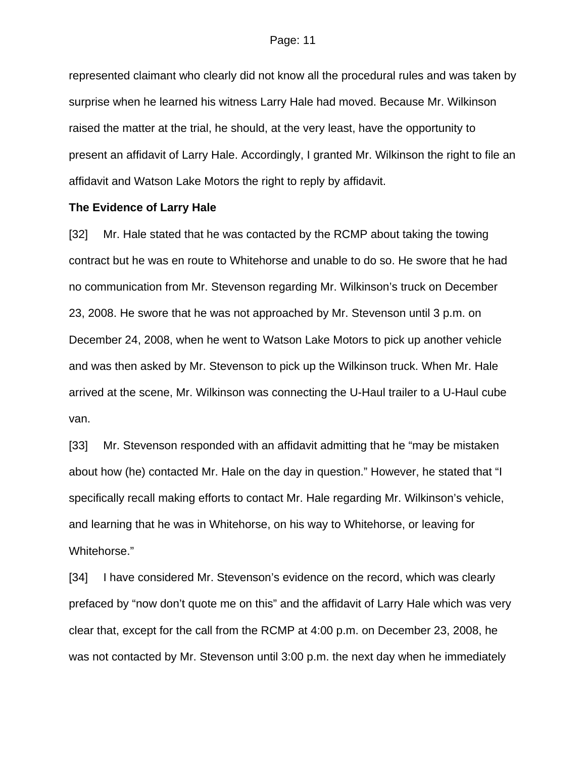represented claimant who clearly did not know all the procedural rules and was taken by surprise when he learned his witness Larry Hale had moved. Because Mr. Wilkinson raised the matter at the trial, he should, at the very least, have the opportunity to present an affidavit of Larry Hale. Accordingly, I granted Mr. Wilkinson the right to file an affidavit and Watson Lake Motors the right to reply by affidavit.

**The Evidence of Larry Hale**

[32] Mr. Hale stated that he was contacted by the RCMP about taking the towing contract but he was en route to Whitehorse and unable to do so. He swore that he had no communication from Mr. Stevenson regarding Mr. Wilkinson's truck on December 23, 2008. He swore that he was not approached by Mr. Stevenson until 3 p.m. on December 24, 2008, when he went to Watson Lake Motors to pick up another vehicle and was then asked by Mr. Stevenson to pick up the Wilkinson truck. When Mr. Hale arrived at the scene, Mr. Wilkinson was connecting the U-Haul trailer to a U-Haul cube van.

[33] Mr. Stevenson responded with an affidavit admitting that he "may be mistaken about how (he) contacted Mr. Hale on the day in question." However, he stated that "I specifically recall making efforts to contact Mr. Hale regarding Mr. Wilkinson's vehicle, and learning that he was in Whitehorse, on his way to Whitehorse, or leaving for Whitehorse."

[34] I have considered Mr. Stevenson's evidence on the record, which was clearly prefaced by "now don't quote me on this" and the affidavit of Larry Hale which was very clear that, except for the call from the RCMP at 4:00 p.m. on December 23, 2008, he was not contacted by Mr. Stevenson until 3:00 p.m. the next day when he immediately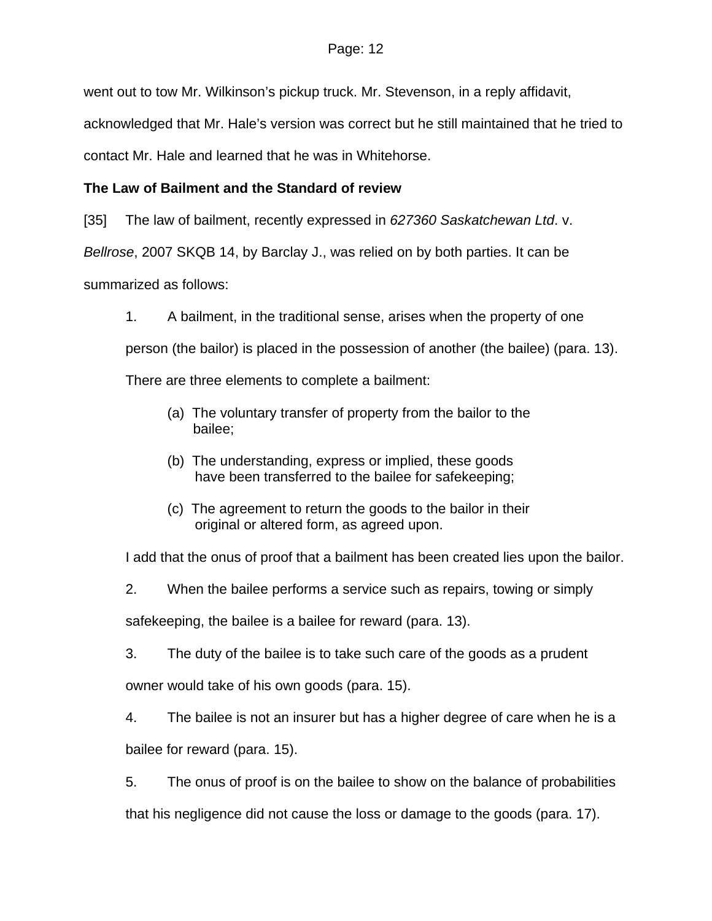went out to tow Mr. Wilkinson's pickup truck. Mr. Stevenson, in a reply affidavit, acknowledged that Mr. Hale's version was correct but he still maintained that he tried to contact Mr. Hale and learned that he was in Whitehorse.

**The Law of Bailment and the Standard of review**

[35] The law of bailment, recently expressed in *627360 Saskatchewan Ltd*. v. *Bellrose*, 2007 SKQB 14, by Barclay J., was relied on by both parties. It can be summarized as follows:

> 1. A bailment, in the traditional sense, arises when the property of one person (the bailor) is placed in the possession of another (the bailee) (para. 13). There are three elements to complete a bailment:
>
>    (a) The voluntary transfer of property from the bailor to the bailee;
>
>    (b) The understanding, express or implied, these goods have been transferred to the bailee for safekeeping;
>
>    (c) The agreement to return the goods to the bailor in their original or altered form, as agreed upon.
>
>    I add that the onus of proof that a bailment has been created lies upon the bailor.
>
> 2. When the bailee performs a service such as repairs, towing or simply safekeeping, the bailee is a bailee for reward (para. 13).
>
> 3. The duty of the bailee is to take such care of the goods as a prudent owner would take of his own goods (para. 15).
>
> 4. The bailee is not an insurer but has a higher degree of care when he is a bailee for reward (para. 15).
>
> 5. The onus of proof is on the bailee to show on the balance of probabilities that his negligence did not cause the loss or damage to the goods (para. 17).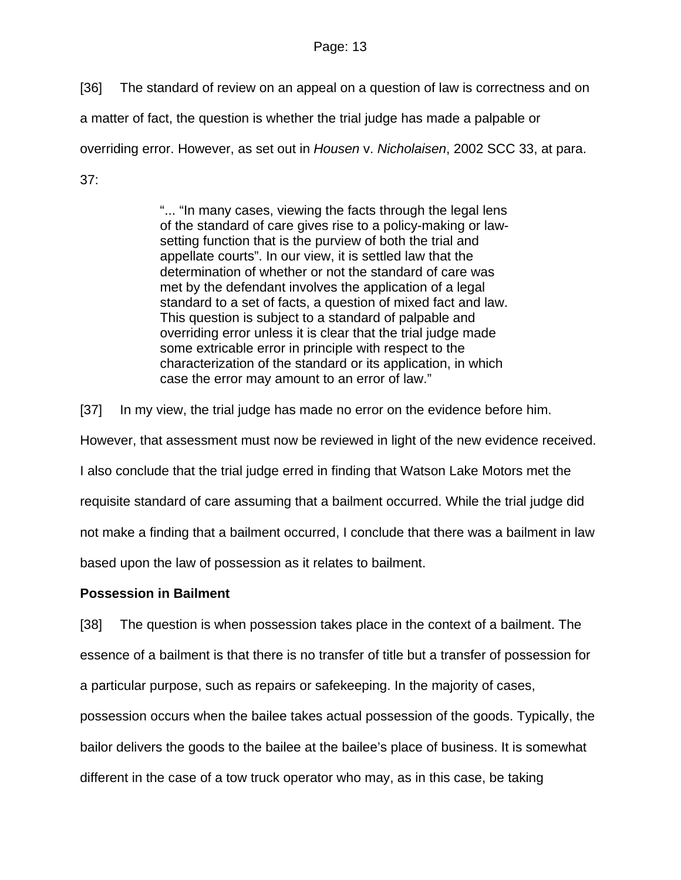[36] The standard of review on an appeal on a question of law is correctness and on a matter of fact, the question is whether the trial judge has made a palpable or overriding error. However, as set out in *Housen* v. *Nicholaisen*, 2002 SCC 33, at para. 37:

> "... "In many cases, viewing the facts through the legal lens of the standard of care gives rise to a policy-making or law-setting function that is the purview of both the trial and appellate courts". In our view, it is settled law that the determination of whether or not the standard of care was met by the defendant involves the application of a legal standard to a set of facts, a question of mixed fact and law. This question is subject to a standard of palpable and overriding error unless it is clear that the trial judge made some extricable error in principle with respect to the characterization of the standard or its application, in which case the error may amount to an error of law."

[37] In my view, the trial judge has made no error on the evidence before him. However, that assessment must now be reviewed in light of the new evidence received. I also conclude that the trial judge erred in finding that Watson Lake Motors met the requisite standard of care assuming that a bailment occurred. While the trial judge did not make a finding that a bailment occurred, I conclude that there was a bailment in law based upon the law of possession as it relates to bailment.

**Possession in Bailment**

[38] The question is when possession takes place in the context of a bailment. The essence of a bailment is that there is no transfer of title but a transfer of possession for a particular purpose, such as repairs or safekeeping. In the majority of cases, possession occurs when the bailee takes actual possession of the goods. Typically, the bailor delivers the goods to the bailee at the bailee's place of business. It is somewhat different in the case of a tow truck operator who may, as in this case, be taking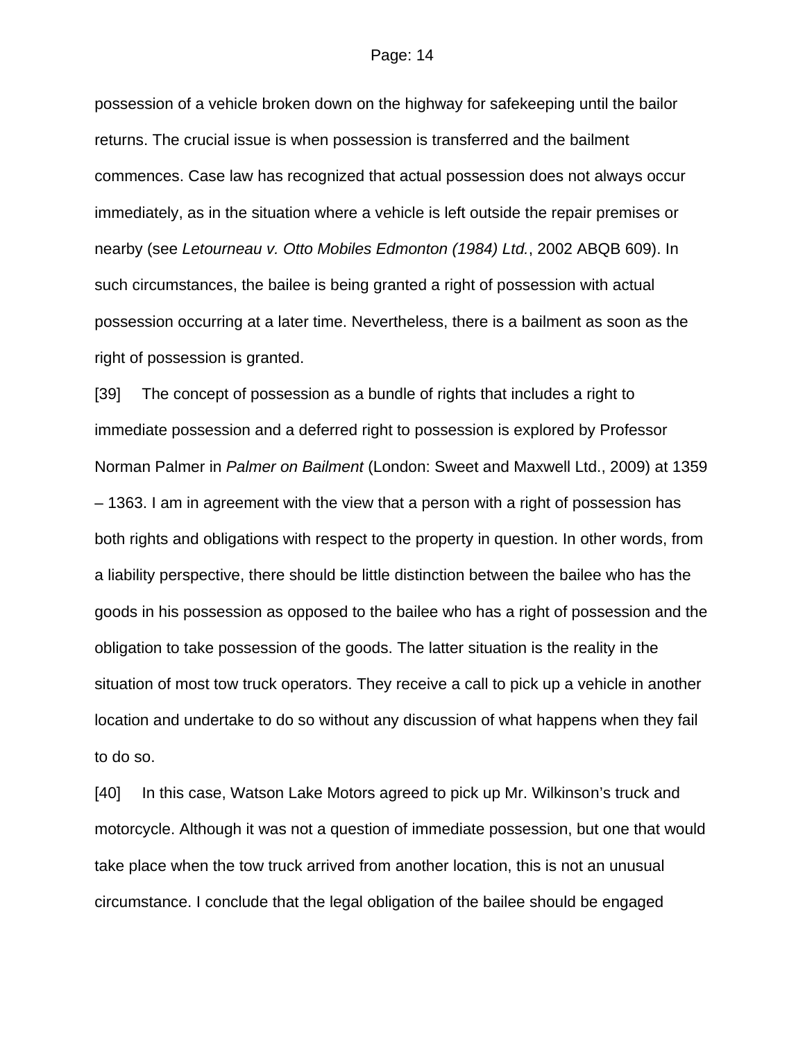possession of a vehicle broken down on the highway for safekeeping until the bailor returns. The crucial issue is when possession is transferred and the bailment commences. Case law has recognized that actual possession does not always occur immediately, as in the situation where a vehicle is left outside the repair premises or nearby (see *Letourneau v. Otto Mobiles Edmonton (1984) Ltd.*, 2002 ABQB 609). In such circumstances, the bailee is being granted a right of possession with actual possession occurring at a later time. Nevertheless, there is a bailment as soon as the right of possession is granted.

[39] The concept of possession as a bundle of rights that includes a right to immediate possession and a deferred right to possession is explored by Professor Norman Palmer in *Palmer on Bailment* (London: Sweet and Maxwell Ltd., 2009) at 1359 – 1363. I am in agreement with the view that a person with a right of possession has both rights and obligations with respect to the property in question. In other words, from a liability perspective, there should be little distinction between the bailee who has the goods in his possession as opposed to the bailee who has a right of possession and the obligation to take possession of the goods. The latter situation is the reality in the situation of most tow truck operators. They receive a call to pick up a vehicle in another location and undertake to do so without any discussion of what happens when they fail to do so.

[40] In this case, Watson Lake Motors agreed to pick up Mr. Wilkinson's truck and motorcycle. Although it was not a question of immediate possession, but one that would take place when the tow truck arrived from another location, this is not an unusual circumstance. I conclude that the legal obligation of the bailee should be engaged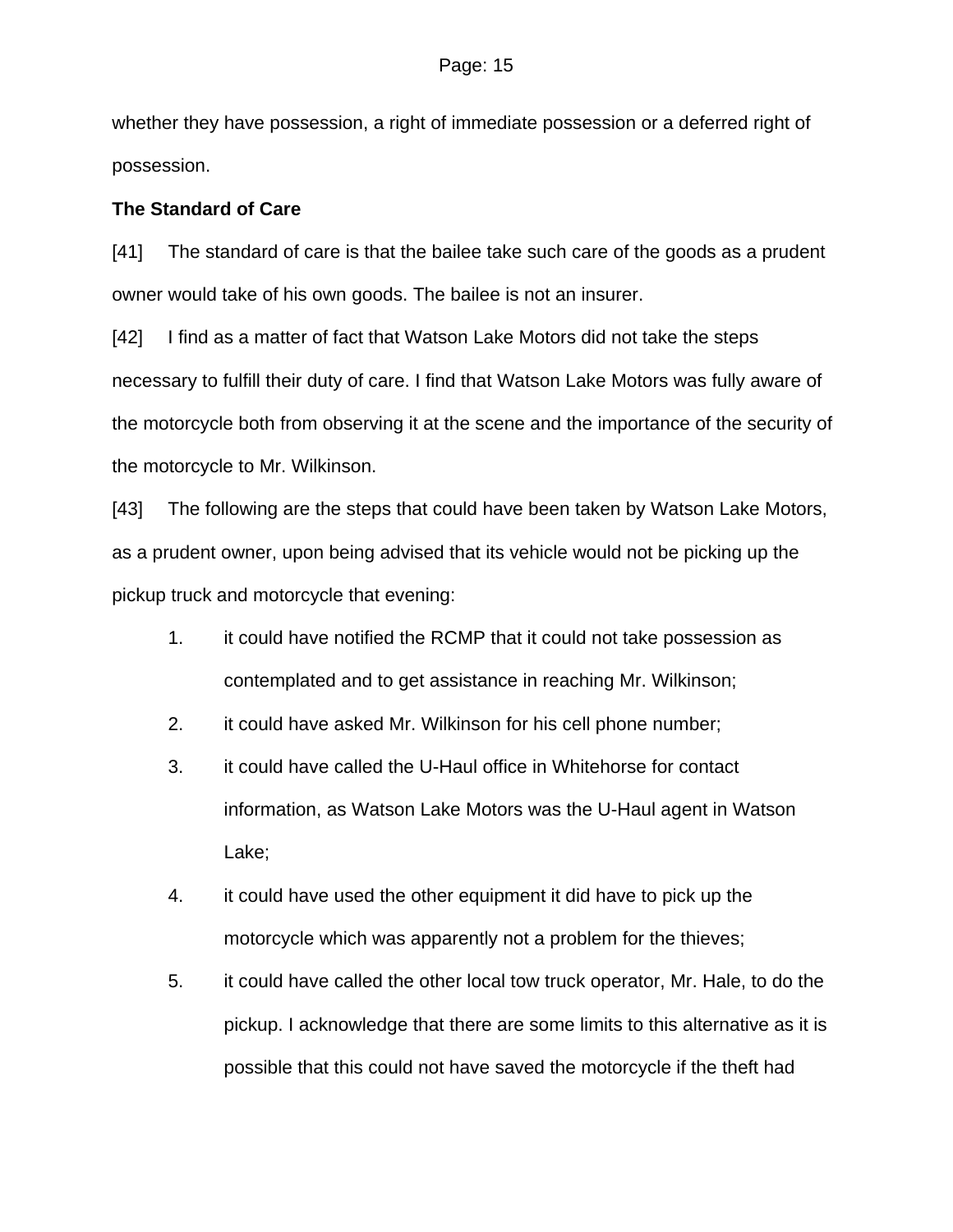whether they have possession, a right of immediate possession or a deferred right of possession.

**The Standard of Care**

[41] The standard of care is that the bailee take such care of the goods as a prudent owner would take of his own goods. The bailee is not an insurer.

[42] I find as a matter of fact that Watson Lake Motors did not take the steps necessary to fulfill their duty of care. I find that Watson Lake Motors was fully aware of the motorcycle both from observing it at the scene and the importance of the security of the motorcycle to Mr. Wilkinson.

[43] The following are the steps that could have been taken by Watson Lake Motors, as a prudent owner, upon being advised that its vehicle would not be picking up the pickup truck and motorcycle that evening:

1. it could have notified the RCMP that it could not take possession as contemplated and to get assistance in reaching Mr. Wilkinson;
2. it could have asked Mr. Wilkinson for his cell phone number;
3. it could have called the U-Haul office in Whitehorse for contact information, as Watson Lake Motors was the U-Haul agent in Watson Lake;
4. it could have used the other equipment it did have to pick up the motorcycle which was apparently not a problem for the thieves;
5. it could have called the other local tow truck operator, Mr. Hale, to do the pickup. I acknowledge that there are some limits to this alternative as it is possible that this could not have saved the motorcycle if the theft had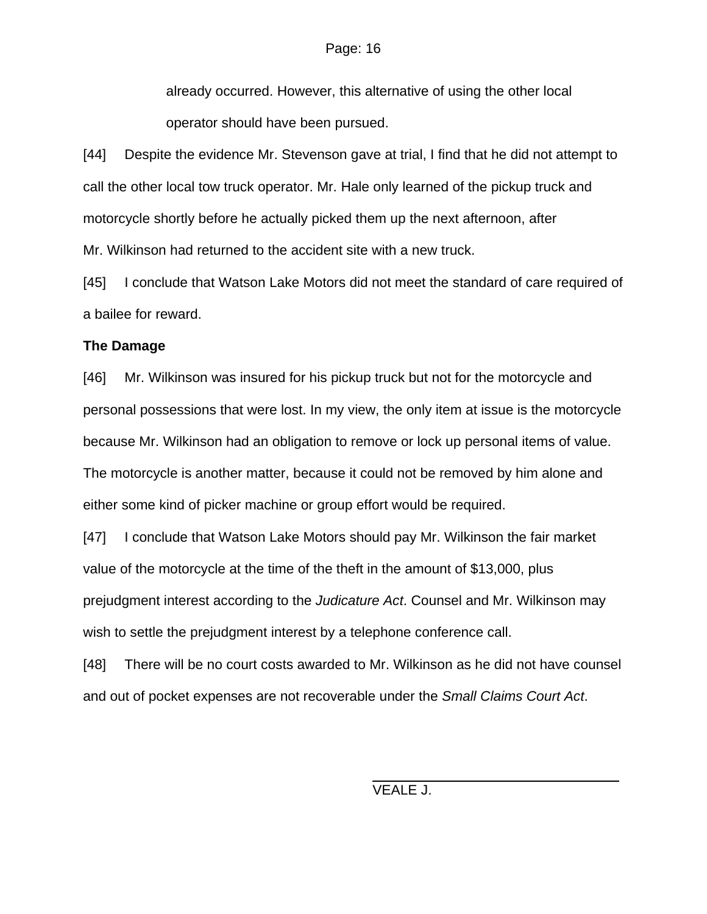already occurred. However, this alternative of using the other local operator should have been pursued.

[44] Despite the evidence Mr. Stevenson gave at trial, I find that he did not attempt to call the other local tow truck operator. Mr. Hale only learned of the pickup truck and motorcycle shortly before he actually picked them up the next afternoon, after Mr. Wilkinson had returned to the accident site with a new truck.

[45] I conclude that Watson Lake Motors did not meet the standard of care required of a bailee for reward.

**The Damage**

[46] Mr. Wilkinson was insured for his pickup truck but not for the motorcycle and personal possessions that were lost. In my view, the only item at issue is the motorcycle because Mr. Wilkinson had an obligation to remove or lock up personal items of value. The motorcycle is another matter, because it could not be removed by him alone and either some kind of picker machine or group effort would be required.

[47] I conclude that Watson Lake Motors should pay Mr. Wilkinson the fair market value of the motorcycle at the time of the theft in the amount of $13,000, plus prejudgment interest according to the *Judicature Act*. Counsel and Mr. Wilkinson may wish to settle the prejudgment interest by a telephone conference call.

[48] There will be no court costs awarded to Mr. Wilkinson as he did not have counsel and out of pocket expenses are not recoverable under the *Small Claims Court Act*.

VEALE J.